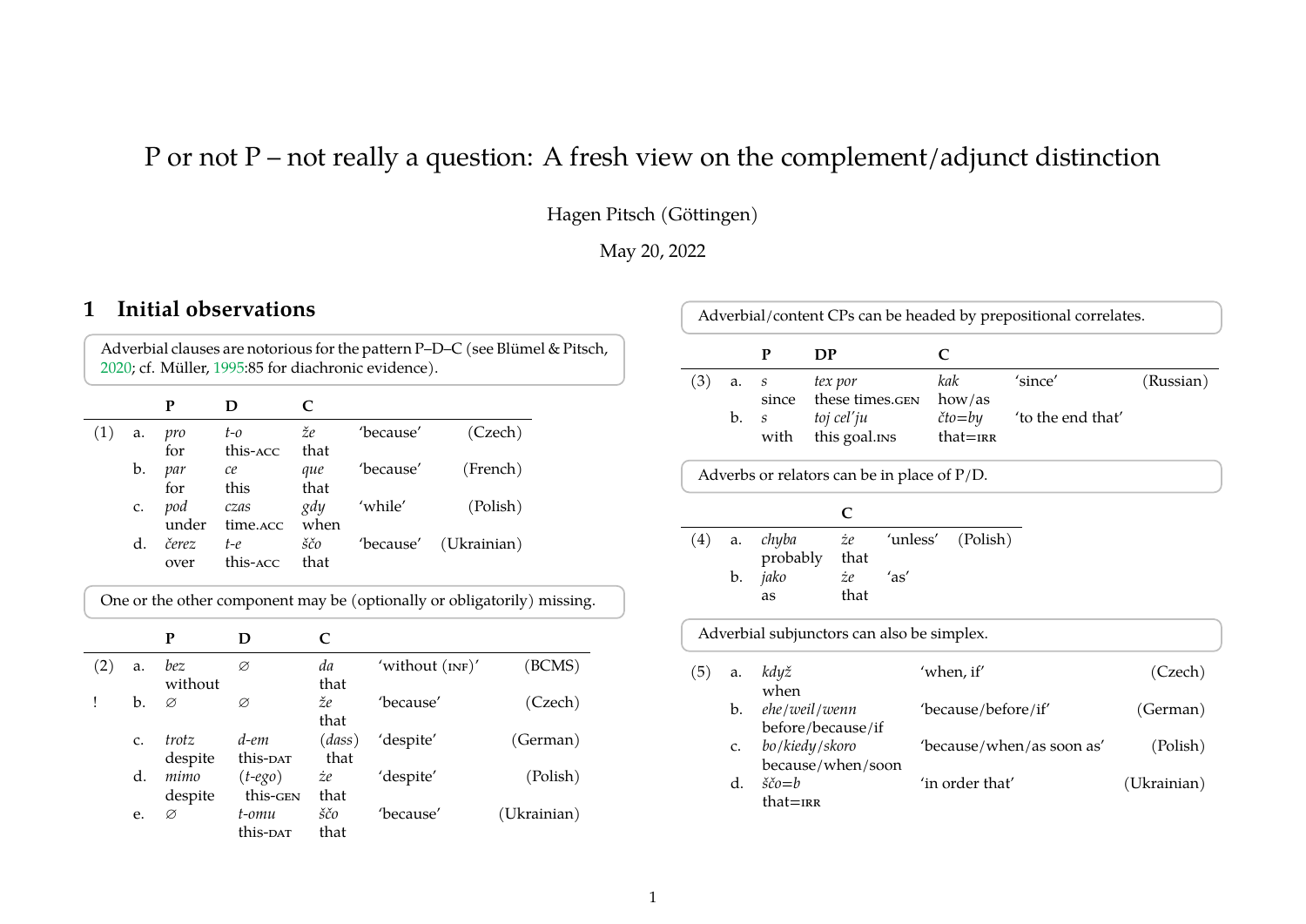# P or not P – not really a question: A fresh view on the complement/adjunct distinction

Hagen Pitsch (Göttingen)

May 20, 2022

## 1 Initial observations

Adverbial clauses are notorious for the pattern P–D–C (see Blümel & Pitsch, 2020; cf. Müller, 1995:85 for diachronic evidence).

| | | P | D | C | | |
|---|---|---|---|---|---|---|
| (1) | a. | *pro* for | *t-o* this-ACC | *že* that | 'because' | (Czech) |
| | b. | *par* for | *ce* this | *que* that | 'because' | (French) |
| | c. | *pod* under | *czas* time.ACC | *gdy* when | 'while' | (Polish) |
| | d. | *čerez* over | *t-e* this-ACC | *ščo* that | 'because' | (Ukrainian) |

One or the other component may be (optionally or obligatorily) missing.

| | | P | D | C | | |
|---|---|---|---|---|---|---|
| (2) | a. | *bez* without | ∅ | *da* that | 'without (INF)' | (BCMS) |
| ! | b. | ∅ | ∅ | *že* that | 'because' | (Czech) |
| | c. | *trotz* despite | *d-em* this-DAT | (*dass*) that | 'despite' | (German) |
| | d. | *mimo* despite | (*t-ego*) this-GEN | *że* that | 'despite' | (Polish) |
| | e. | ∅ | *t-omu* this-DAT | *ščo* that | 'because' | (Ukrainian) |

Adverbial/content CPs can be headed by prepositional correlates.

| | | P | DP | C | | |
|---|---|---|---|---|---|---|
| (3) | a. | *s* since | *tex por* these times.GEN | *kak* how/as | 'since' | (Russian) |
| | b. | *s* with | *toj cel'ju* this goal.INS | *čto=by* that=IRR | 'to the end that' | |

Adverbs or relators can be in place of P/D.

| | | | C | | |
|---|---|---|---|---|---|
| (4) | a. | *chyba* probably | *że* that | 'unless' | (Polish) |
| | b. | *jako* as | *że* that | 'as' | |

Adverbial subjunctors can also be simplex.

| | | | | |
|---|---|---|---|---|
| (5) | a. | *když* when | 'when, if' | (Czech) |
| | b. | *ehe/weil/wenn* before/because/if | 'because/before/if' | (German) |
| | c. | *bo/kiedy/skoro* because/when/soon | 'because/when/as soon as' | (Polish) |
| | d. | *ščo=b* that=IRR | 'in order that' | (Ukrainian) |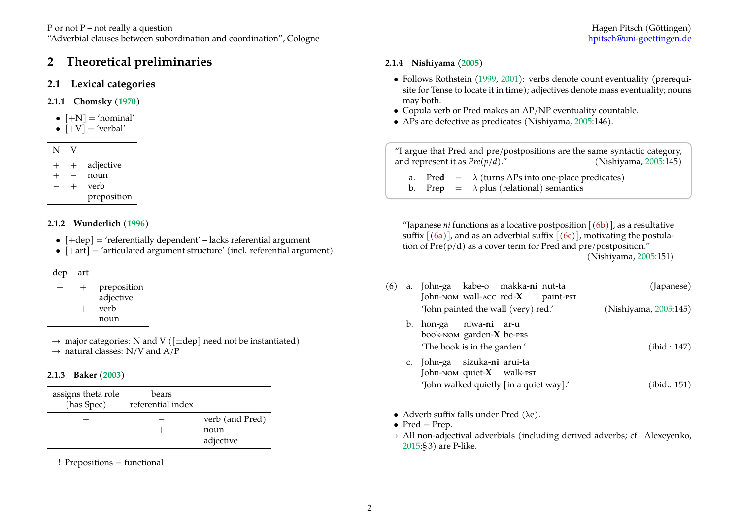# 2 Theoretical preliminaries

## 2.1 Lexical categories

### 2.1.1 Chomsky (1970)

- [+N] = 'nominal'
- [+V] = 'verbal'

| N | V | |
|---|---|---|
| + | + | adjective |
| + | − | noun |
| − | + | verb |
| − | − | preposition |

### 2.1.2 Wunderlich (1996)

- [+dep] = 'referentially dependent' – lacks referential argument
- [+art] = 'articulated argument structure' (incl. referential argument)

| dep | art | |
|---|---|---|
| + | + | preposition |
| + | − | adjective |
| − | + | verb |
| − | − | noun |

→ major categories: N and V ([±dep] need not be instantiated)
→ natural classes: N/V and A/P

### 2.1.3 Baker (2003)

| assigns theta role (has Spec) | bears referential index | |
|---|---|---|
| + | − | verb (and Pred) |
| − | + | noun |
| − | − | adjective |

! Prepositions = functional

### 2.1.4 Nishiyama (2005)

- Follows Rothstein (1999, 2001): verbs denote count eventuality (prerequisite for Tense to locate it in time); adjectives denote mass eventuality; nouns may both.
- Copula verb or Pred makes an AP/NP eventuality countable.
- APs are defective as predicates (Nishiyama, 2005:146).

> "I argue that Pred and pre/postpositions are the same syntactic category, and represent it as *Pre(p/d)*." (Nishiyama, 2005:145)
>
> a. Pre**d** = λ (turns APs into one-place predicates)
> b. Pre**p** = λ plus (relational) semantics

"Japanese *ni* functions as a locative postposition [(6b)], as a resultative suffix [(6a)], and as an adverbial suffix [(6c)], motivating the postulation of Pre(p/d) as a cover term for Pred and pre/postposition." (Nishiyama, 2005:151)

(6) a. John-ga kabe-o makka-**ni** nut-ta (Japanese)
John-NOM wall-ACC red-**X** paint-PST
'John painted the wall (very) red.' (Nishiyama, 2005:145)

b. hon-ga niwa-**ni** ar-u
book-NOM garden-**X** be-PRS
'The book is in the garden.' (ibid.: 147)

c. John-ga sizuka-**ni** arui-ta
John-NOM quiet-**X** walk-PST
'John walked quietly [in a quiet way].' (ibid.: 151)

- Adverb suffix falls under Pred (λe).
- Pred = Prep.

→ All non-adjectival adverbials (including derived adverbs; cf. Alexeyenko, 2015:§3) are P-like.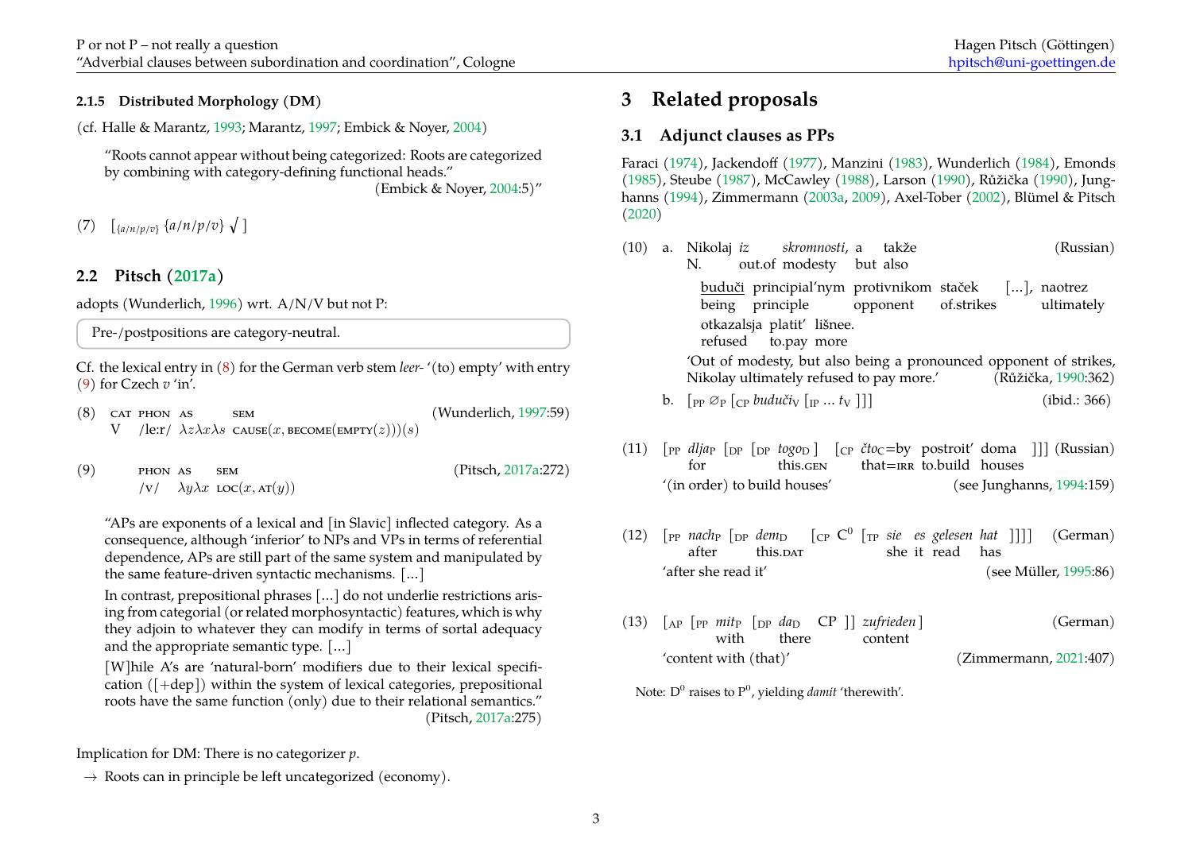#### 2.1.5 Distributed Morphology (DM)

(cf. Halle & Marantz, 1993; Marantz, 1997; Embick & Noyer, 2004)

> "Roots cannot appear without being categorized: Roots are categorized by combining with category-defining functional heads."
> (Embick & Noyer, 2004:5)"

(7) $[_{\{a/n/p/v\}} \{a/n/p/v\} \sqrt{}\ ]$

## 2.2 Pitsch (2017a)

adopts (Wunderlich, 1996) wrt. A/N/V but not P:

> Pre-/postpositions are category-neutral.

Cf. the lexical entry in (8) for the German verb stem *leer-* '(to) empty' with entry (9) for Czech *v* 'in'.

(8) (Wunderlich, 1997:59)

| CAT | PHON | AS | SEM |
|---|---|---|---|
| V | /le:r/ | $\lambda z \lambda x \lambda s$ | $\textsc{cause}(x, \textsc{become}(\textsc{empty}(z)))(s)$ |

(9) (Pitsch, 2017a:272)

| PHON | AS | SEM |
|---|---|---|
| /v/ | $\lambda y \lambda x$ | $\textsc{loc}(x, \textsc{at}(y))$ |

> "APs are exponents of a lexical and [in Slavic] inflected category. As a consequence, although 'inferior' to NPs and VPs in terms of referential dependence, APs are still part of the same system and manipulated by the same feature-driven syntactic mechanisms. [...]
>
> In contrast, prepositional phrases [...] do not underlie restrictions arising from categorial (or related morphosyntactic) features, which is why they adjoin to whatever they can modify in terms of sortal adequacy and the appropriate semantic type. [...]
>
> [W]hile A's are 'natural-born' modifiers due to their lexical specification ([+dep]) within the system of lexical categories, prepositional roots have the same function (only) due to their relational semantics."
> (Pitsch, 2017a:275)

Implication for DM: There is no categorizer *p*.

→ Roots can in principle be left uncategorized (economy).

# 3 Related proposals

## 3.1 Adjunct clauses as PPs

Faraci (1974), Jackendoff (1977), Manzini (1983), Wunderlich (1984), Emonds (1985), Steube (1987), McCawley (1988), Larson (1990), Růžička (1990), Junghanns (1994), Zimmermann (2003a, 2009), Axel-Tober (2002), Blümel & Pitsch (2020)

(10) a. Nikolaj *iz* *skromnosti*, a takže (Russian)
N. out.of modesty but also
<u>buduči</u> principial'nym protivnikom stаček [...], naotrez
being principle opponent of.strikes ultimately
otkazalsja platit' lišnee.
refused to.pay more
'Out of modesty, but also being a pronounced opponent of strikes, Nikolay ultimately refused to pay more.' (Růžička, 1990:362)

b. $[_{\text{PP}}\ \varnothing_{\text{P}}\ [_{\text{CP}}$ *buduči*$_{\text{V}}$ $[_{\text{IP}} \ldots t_{\text{V}}\ ]]]$ (ibid.: 366)

(11) $[_{\text{PP}}$ *dlja*$_{\text{P}}$ $[_{\text{DP}}\ [_{\text{DP}}$ *togo*$_{\text{D}}$ $]$ $[_{\text{CP}}$ *čto*$_{\text{C}}$=by postroit' doma $]]]$ (Russian)
for this.GEN that=IRR to.build houses
'(in order) to build houses' (see Junghanns, 1994:159)

(12) $[_{\text{PP}}$ *nach*$_{\text{P}}$ $[_{\text{DP}}$ *dem*$_{\text{D}}$ $[_{\text{CP}}\ \text{C}^0\ [_{\text{TP}}$ *sie es gelesen hat* $]]]]$ (German)
after this.DAT she it read has
'after she read it' (see Müller, 1995:86)

(13) $[_{\text{AP}}\ [_{\text{PP}}$ *mit*$_{\text{P}}$ $[_{\text{DP}}$ *da*$_{\text{D}}$ CP $]]$ *zufrieden* $]$ (German)
with there content
'content with (that)' (Zimmermann, 2021:407)

Note: $\text{D}^0$ raises to $\text{P}^0$, yielding *damit* 'therewith'.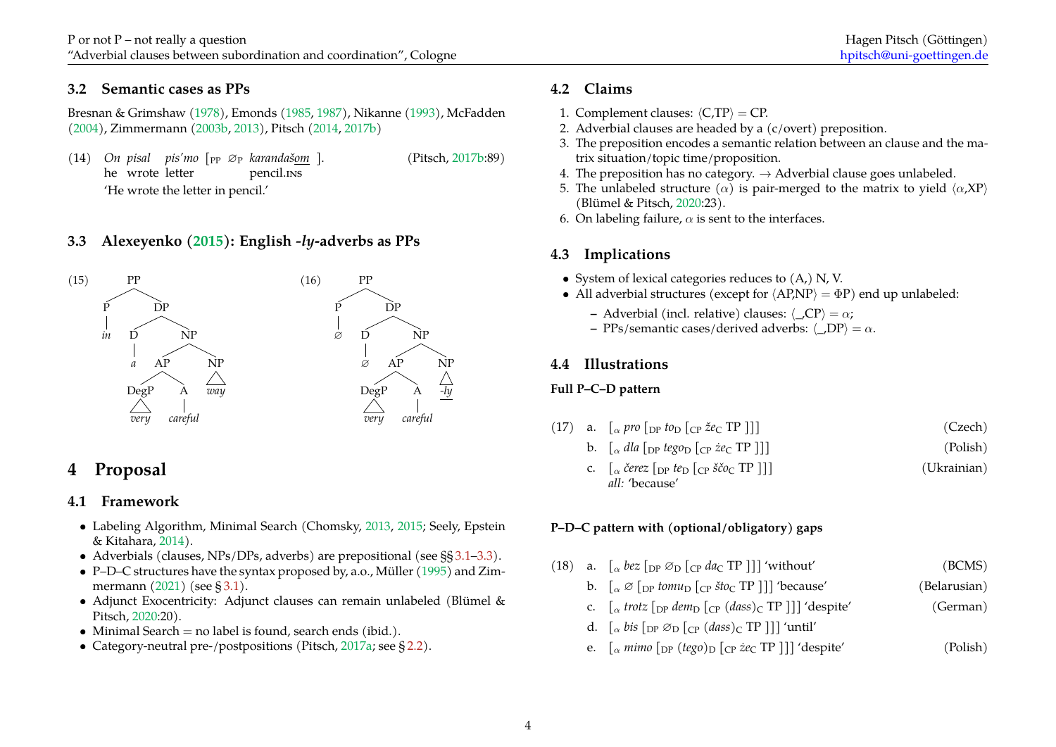### 3.2 Semantic cases as PPs

Bresnan & Grimshaw (1978), Emonds (1985, 1987), Nikanne (1993), McFadden (2004), Zimmermann (2003b, 2013), Pitsch (2014, 2017b)

(14) *On pisal pis'mo* [$_{PP}$ ∅$_P$ *karandaš<u>om</u>* ]. (Pitsch, 2017b:89)
he wrote letter pencil.INS
'He wrote the letter in pencil.'

### 3.3 Alexeyenko (2015): English *-ly*-adverbs as PPs

(15) [$_{PP}$ [$_P$ *in*] [$_{DP}$ [$_D$ *a*] [$_{NP}$ [$_{AP}$ [$_{DegP}$ *very*] [$_A$ *careful*]] [$_{NP}$ *way*]]]]

(16) [$_{PP}$ [$_P$ ∅] [$_{DP}$ [$_D$ ∅] [$_{NP}$ [$_{AP}$ [$_{DegP}$ *very*] [$_A$ *careful*]] [$_{NP}$ *<u>-ly</u>*]]]]

## 4 Proposal

### 4.1 Framework

- Labeling Algorithm, Minimal Search (Chomsky, 2013, 2015; Seely, Epstein & Kitahara, 2014).
- Adverbials (clauses, NPs/DPs, adverbs) are prepositional (see §§3.1–3.3).
- P–D–C structures have the syntax proposed by, a.o., Müller (1995) and Zimmermann (2021) (see §3.1).
- Adjunct Exocentricity: Adjunct clauses can remain unlabeled (Blümel & Pitsch, 2020:20).
- Minimal Search = no label is found, search ends (ibid.).
- Category-neutral pre-/postpositions (Pitsch, 2017a; see §2.2).

### 4.2 Claims

1. Complement clauses: ⟨C,TP⟩ = CP.
2. Adverbial clauses are headed by a (c/overt) preposition.
3. The preposition encodes a semantic relation between an clause and the matrix situation/topic time/proposition.
4. The preposition has no category. → Adverbial clause goes unlabeled.
5. The unlabeled structure ($\alpha$) is pair-merged to the matrix to yield ⟨$\alpha$,XP⟩ (Blümel & Pitsch, 2020:23).
6. On labeling failure, $\alpha$ is sent to the interfaces.

### 4.3 Implications

- System of lexical categories reduces to (A,) N, V.
- All adverbial structures (except for ⟨AP,NP⟩ = ΦP) end up unlabeled:
  - Adverbial (incl. relative) clauses: ⟨_,CP⟩ = $\alpha$;
  - PPs/semantic cases/derived adverbs: ⟨_,DP⟩ = $\alpha$.

### 4.4 Illustrations

**Full P–C–D pattern**

(17)
a. [$_\alpha$ *pro* [$_{DP}$ *to*$_D$ [$_{CP}$ *že*$_C$ TP ]]] (Czech)
b. [$_\alpha$ *dla* [$_{DP}$ *tego*$_D$ [$_{CP}$ *że*$_C$ TP ]]] (Polish)
c. [$_\alpha$ *čerez* [$_{DP}$ *te*$_D$ [$_{CP}$ *ščo*$_C$ TP ]]] (Ukrainian)
*all:* 'because'

**P–D–C pattern with (optional/obligatory) gaps**

(18)
a. [$_\alpha$ *bez* [$_{DP}$ ∅$_D$ [$_{CP}$ *da*$_C$ TP ]]] 'without' (BCMS)
b. [$_\alpha$ ∅ [$_{DP}$ *tomu*$_D$ [$_{CP}$ *što*$_C$ TP ]]] 'because' (Belarusian)
c. [$_\alpha$ *trotz* [$_{DP}$ *dem*$_D$ [$_{CP}$ (*dass*)$_C$ TP ]]] 'despite' (German)
d. [$_\alpha$ *bis* [$_{DP}$ ∅$_D$ [$_{CP}$ (*dass*)$_C$ TP ]]] 'until'
e. [$_\alpha$ *mimo* [$_{DP}$ (*tego*)$_D$ [$_{CP}$ *że*$_C$ TP ]]] 'despite' (Polish)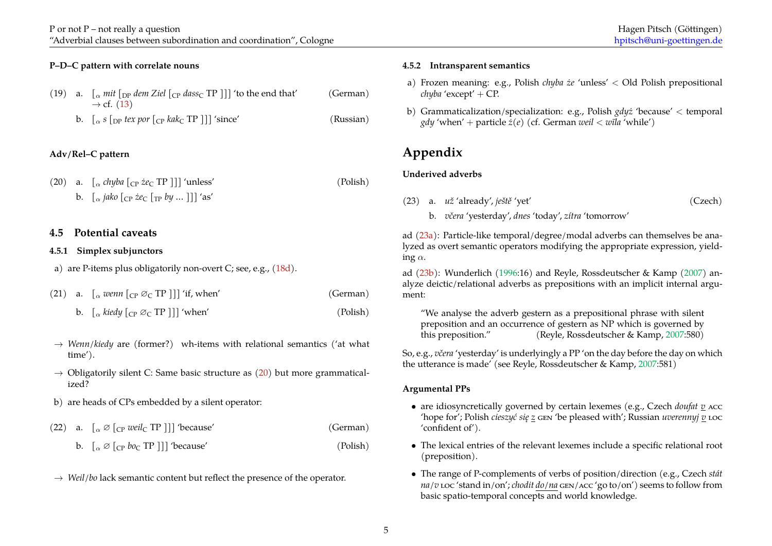**P–D–C pattern with correlate nouns**

(19) a. [$_\alpha$ *mit* [$_{DP}$ *dem Ziel* [$_{CP}$ *dass*$_C$ TP ]]] 'to the end that' (German)
→ cf. (13)

b. [$_\alpha$ *s* [$_{DP}$ *tex por* [$_{CP}$ *kak*$_C$ TP ]]] 'since' (Russian)

**Adv/Rel–C pattern**

(20) a. [$_\alpha$ *chyba* [$_{CP}$ *że*$_C$ TP ]]] 'unless' (Polish)

b. [$_\alpha$ *jako* [$_{CP}$ *że*$_C$ [$_{TP}$ *by* ... ]]] 'as'

## 4.5 Potential caveats

### 4.5.1 Simplex subjunctors

a) are P-items plus obligatorily non-overt C; see, e.g., (18d).

(21) a. [$_\alpha$ *wenn* [$_{CP}$ $\varnothing_C$ TP ]]] 'if, when' (German)

b. [$_\alpha$ *kiedy* [$_{CP}$ $\varnothing_C$ TP ]]] 'when' (Polish)

→ *Wenn*/*kiedy* are (former?) wh-items with relational semantics ('at what time').

→ Obligatorily silent C: Same basic structure as (20) but more grammaticalized?

b) are heads of CPs embedded by a silent operator:

(22) a. [$_\alpha$ $\varnothing$ [$_{CP}$ *weil*$_C$ TP ]]] 'because' (German)

b. [$_\alpha$ $\varnothing$ [$_{CP}$ *bo*$_C$ TP ]]] 'because' (Polish)

→ *Weil*/*bo* lack semantic content but reflect the presence of the operator.

### 4.5.2 Intransparent semantics

a) Frozen meaning: e.g., Polish *chyba że* 'unless' < Old Polish prepositional *chyba* 'except' + CP.

b) Grammaticalization/specialization: e.g., Polish *gdyż* 'because' < temporal *gdy* 'when' + particle *ż(e)* (cf. German *weil* < *wīla* 'while')

# Appendix

**Underived adverbs**

(23) a. *už* 'already', *ještě* 'yet' (Czech)

b. *včera* 'yesterday', *dnes* 'today', *zítra* 'tomorrow'

ad (23a): Particle-like temporal/degree/modal adverbs can themselves be analyzed as overt semantic operators modifying the appropriate expression, yielding $\alpha$.

ad (23b): Wunderlich (1996:16) and Reyle, Rossdeutscher & Kamp (2007) analyze deictic/relational adverbs as prepositions with an implicit internal argument:

> "We analyse the adverb gestern as a prepositional phrase with silent preposition and an occurrence of gestern as NP which is governed by this preposition." (Reyle, Rossdeutscher & Kamp, 2007:580)

So, e.g., *včera* 'yesterday' is underlyingly a PP 'on the day before the day on which the utterance is made' (see Reyle, Rossdeutscher & Kamp, 2007:581)

**Argumental PPs**

- are idiosyncretically governed by certain lexemes (e.g., Czech *doufat v* ACC 'hope for'; Polish *cieszyć się z* GEN 'be pleased with'; Russian *uverennyj v* LOC 'confident of').
- The lexical entries of the relevant lexemes include a specific relational root (preposition).
- The range of P-complements of verbs of position/direction (e.g., Czech *stát na/v* LOC 'stand in/on'; *chodit do/na* GEN/ACC 'go to/on') seems to follow from basic spatio-temporal concepts and world knowledge.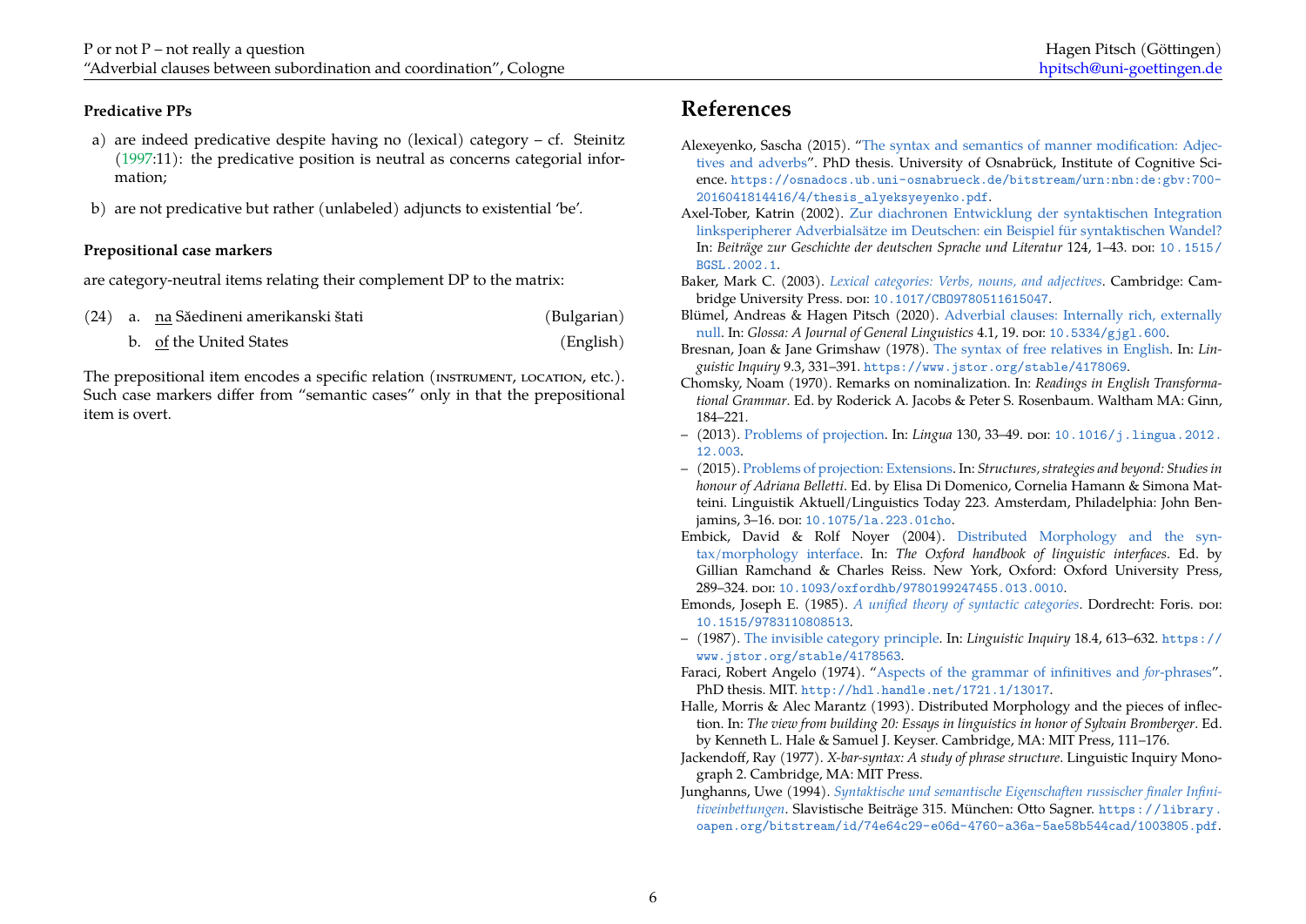**Predicative PPs**

a) are indeed predicative despite having no (lexical) category – cf. Steinitz (1997:11): the predicative position is neutral as concerns categorial information;

b) are not predicative but rather (unlabeled) adjuncts to existential 'be'.

**Prepositional case markers**

are category-neutral items relating their complement DP to the matrix:

(24) a. <u>na</u> Sǎedineni amerikanski štati (Bulgarian)

b. <u>of</u> the United States (English)

The prepositional item encodes a specific relation (INSTRUMENT, LOCATION, etc.). Such case markers differ from "semantic cases" only in that the prepositional item is overt.

# References

Alexeyenko, Sascha (2015). "The syntax and semantics of manner modification: Adjectives and adverbs". PhD thesis. University of Osnabrück, Institute of Cognitive Science. https://osnadocs.ub.uni-osnabrueck.de/bitstream/urn:nbn:de:gbv:700-2016041814416/4/thesis_alyeksyeyenko.pdf.

Axel-Tober, Katrin (2002). Zur diachronen Entwicklung der syntaktischen Integration linksperipherer Adverbialsätze im Deutschen: ein Beispiel für syntaktischen Wandel? In: *Beiträge zur Geschichte der deutschen Sprache und Literatur* 124, 1–43. DOI: 10.1515/BGSL.2002.1.

Baker, Mark C. (2003). *Lexical categories: Verbs, nouns, and adjectives*. Cambridge: Cambridge University Press. DOI: 10.1017/CBO9780511615047.

Blümel, Andreas & Hagen Pitsch (2020). Adverbial clauses: Internally rich, externally null. In: *Glossa: A Journal of General Linguistics* 4.1, 19. DOI: 10.5334/gjgl.600.

Bresnan, Joan & Jane Grimshaw (1978). The syntax of free relatives in English. In: *Linguistic Inquiry* 9.3, 331–391. https://www.jstor.org/stable/4178069.

Chomsky, Noam (1970). Remarks on nominalization. In: *Readings in English Transformational Grammar*. Ed. by Roderick A. Jacobs & Peter S. Rosenbaum. Waltham MA: Ginn, 184–221.

– (2013). Problems of projection. In: *Lingua* 130, 33–49. DOI: 10.1016/j.lingua.2012.12.003.

– (2015). Problems of projection: Extensions. In: *Structures, strategies and beyond: Studies in honour of Adriana Belletti*. Ed. by Elisa Di Domenico, Cornelia Hamann & Simona Matteini. Linguistik Aktuell/Linguistics Today 223. Amsterdam, Philadelphia: John Benjamins, 3–16. DOI: 10.1075/la.223.01cho.

Embick, David & Rolf Noyer (2004). Distributed Morphology and the syntax/morphology interface. In: *The Oxford handbook of linguistic interfaces*. Ed. by Gillian Ramchand & Charles Reiss. New York, Oxford: Oxford University Press, 289–324. DOI: 10.1093/oxfordhb/9780199247455.013.0010.

Emonds, Joseph E. (1985). *A unified theory of syntactic categories*. Dordrecht: Foris. DOI: 10.1515/9783110808513.

– (1987). The invisible category principle. In: *Linguistic Inquiry* 18.4, 613–632. https://www.jstor.org/stable/4178563.

Faraci, Robert Angelo (1974). "Aspects of the grammar of infinitives and *for*-phrases". PhD thesis. MIT. http://hdl.handle.net/1721.1/13017.

Halle, Morris & Alec Marantz (1993). Distributed Morphology and the pieces of inflection. In: *The view from building 20: Essays in linguistics in honor of Sylvain Bromberger*. Ed. by Kenneth L. Hale & Samuel J. Keyser. Cambridge, MA: MIT Press, 111–176.

Jackendoff, Ray (1977). *X-bar-syntax: A study of phrase structure*. Linguistic Inquiry Monograph 2. Cambridge, MA: MIT Press.

Junghanns, Uwe (1994). *Syntaktische und semantische Eigenschaften russischer finaler Infinitiveinbettungen*. Slavistische Beiträge 315. München: Otto Sagner. https://library.oapen.org/bitstream/id/74e64c29-e06d-4760-a36a-5ae58b544cad/1003805.pdf.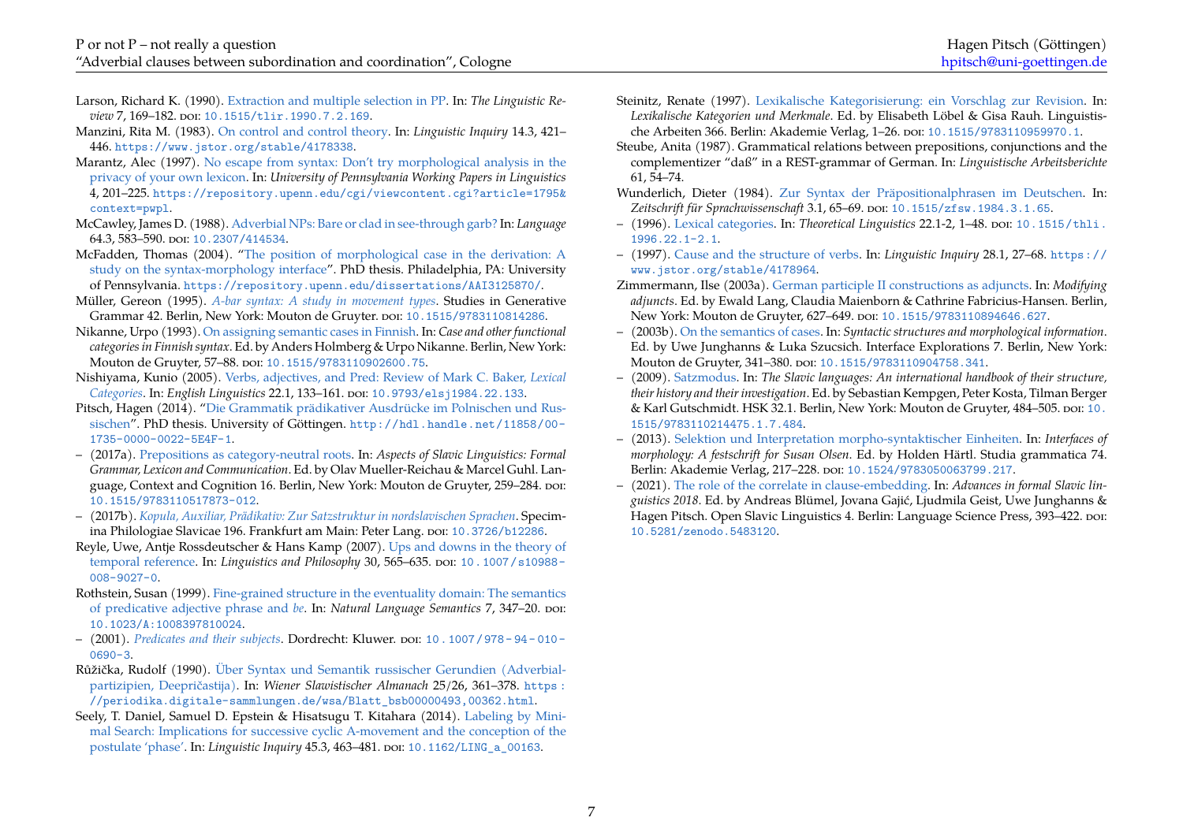Larson, Richard K. (1990). Extraction and multiple selection in PP. In: *The Linguistic Review* 7, 169–182. doi: 10.1515/tlir.1990.7.2.169.

Manzini, Rita M. (1983). On control and control theory. In: *Linguistic Inquiry* 14.3, 421–446. https://www.jstor.org/stable/4178338.

Marantz, Alec (1997). No escape from syntax: Don't try morphological analysis in the privacy of your own lexicon. In: *University of Pennsylvania Working Papers in Linguistics* 4, 201–225. https://repository.upenn.edu/cgi/viewcontent.cgi?article=1795&context=pwpl.

McCawley, James D. (1988). Adverbial NPs: Bare or clad in see-through garb? In: *Language* 64.3, 583–590. doi: 10.2307/414534.

McFadden, Thomas (2004). "The position of morphological case in the derivation: A study on the syntax-morphology interface". PhD thesis. Philadelphia, PA: University of Pennsylvania. https://repository.upenn.edu/dissertations/AAI3125870/.

Müller, Gereon (1995). *A-bar syntax: A study in movement types*. Studies in Generative Grammar 42. Berlin, New York: Mouton de Gruyter. doi: 10.1515/9783110814286.

Nikanne, Urpo (1993). On assigning semantic cases in Finnish. In: *Case and other functional categories in Finnish syntax*. Ed. by Anders Holmberg & Urpo Nikanne. Berlin, New York: Mouton de Gruyter, 57–88. doi: 10.1515/9783110902600.75.

Nishiyama, Kunio (2005). Verbs, adjectives, and Pred: Review of Mark C. Baker, *Lexical Categories*. In: *English Linguistics* 22.1, 133–161. doi: 10.9793/elsj1984.22.133.

Pitsch, Hagen (2014). "Die Grammatik prädikativer Ausdrücke im Polnischen und Russischen". PhD thesis. University of Göttingen. http://hdl.handle.net/11858/00-1735-0000-0022-5E4F-1.

– (2017a). Prepositions as category-neutral roots. In: *Aspects of Slavic Linguistics: Formal Grammar, Lexicon and Communication*. Ed. by Olav Mueller-Reichau & Marcel Guhl. Language, Context and Cognition 16. Berlin, New York: Mouton de Gruyter, 259–284. doi: 10.1515/9783110517873-012.

– (2017b). *Kopula, Auxiliar, Prädikativ: Zur Satzstruktur in nordslavischen Sprachen*. Specimina Philologiae Slavicae 196. Frankfurt am Main: Peter Lang. doi: 10.3726/b12286.

Reyle, Uwe, Antje Rossdeutscher & Hans Kamp (2007). Ups and downs in the theory of temporal reference. In: *Linguistics and Philosophy* 30, 565–635. doi: 10.1007/s10988-008-9027-0.

Rothstein, Susan (1999). Fine-grained structure in the eventuality domain: The semantics of predicative adjective phrase and *be*. In: *Natural Language Semantics* 7, 347–20. doi: 10.1023/A:1008397810024.

– (2001). *Predicates and their subjects*. Dordrecht: Kluwer. doi: 10.1007/978-94-010-0690-3.

Růžička, Rudolf (1990). Über Syntax und Semantik russischer Gerundien (Adverbialpartizipien, Deepričastija). In: *Wiener Slawistischer Almanach* 25/26, 361–378. https://periodika.digitale-sammlungen.de/wsa/Blatt_bsb00000493,00362.html.

Seely, T. Daniel, Samuel D. Epstein & Hisatsugu T. Kitahara (2014). Labeling by Minimal Search: Implications for successive cyclic A-movement and the conception of the postulate 'phase'. In: *Linguistic Inquiry* 45.3, 463–481. doi: 10.1162/LING_a_00163.

Steinitz, Renate (1997). Lexikalische Kategorisierung: ein Vorschlag zur Revision. In: *Lexikalische Kategorien und Merkmale*. Ed. by Elisabeth Löbel & Gisa Rauh. Linguistische Arbeiten 366. Berlin: Akademie Verlag, 1–26. doi: 10.1515/9783110959970.1.

Steube, Anita (1987). Grammatical relations between prepositions, conjunctions and the complementizer "daß" in a REST-grammar of German. In: *Linguistische Arbeitsberichte* 61, 54–74.

Wunderlich, Dieter (1984). Zur Syntax der Präpositionalphrasen im Deutschen. In: *Zeitschrift für Sprachwissenschaft* 3.1, 65–69. doi: 10.1515/zfsw.1984.3.1.65.

– (1996). Lexical categories. In: *Theoretical Linguistics* 22.1-2, 1–48. doi: 10.1515/thli.1996.22.1-2.1.

– (1997). Cause and the structure of verbs. In: *Linguistic Inquiry* 28.1, 27–68. https://www.jstor.org/stable/4178964.

Zimmermann, Ilse (2003a). German participle II constructions as adjuncts. In: *Modifying adjuncts*. Ed. by Ewald Lang, Claudia Maienborn & Cathrine Fabricius-Hansen. Berlin, New York: Mouton de Gruyter, 627–649. doi: 10.1515/9783110894646.627.

– (2003b). On the semantics of cases. In: *Syntactic structures and morphological information*. Ed. by Uwe Junghanns & Luka Szucsich. Interface Explorations 7. Berlin, New York: Mouton de Gruyter, 341–380. doi: 10.1515/9783110904758.341.

– (2009). Satzmodus. In: *The Slavic languages: An international handbook of their structure, their history and their investigation*. Ed. by Sebastian Kempgen, Peter Kosta, Tilman Berger & Karl Gutschmidt. HSK 32.1. Berlin, New York: Mouton de Gruyter, 484–505. doi: 10.1515/9783110214475.1.7.484.

– (2013). Selektion und Interpretation morpho-syntaktischer Einheiten. In: *Interfaces of morphology: A festschrift for Susan Olsen*. Ed. by Holden Härtl. Studia grammatica 74. Berlin: Akademie Verlag, 217–228. doi: 10.1524/9783050063799.217.

– (2021). The role of the correlate in clause-embedding. In: *Advances in formal Slavic linguistics 2018*. Ed. by Andreas Blümel, Jovana Gajić, Ljudmila Geist, Uwe Junghanns & Hagen Pitsch. Open Slavic Linguistics 4. Berlin: Language Science Press, 393–422. doi: 10.5281/zenodo.5483120.